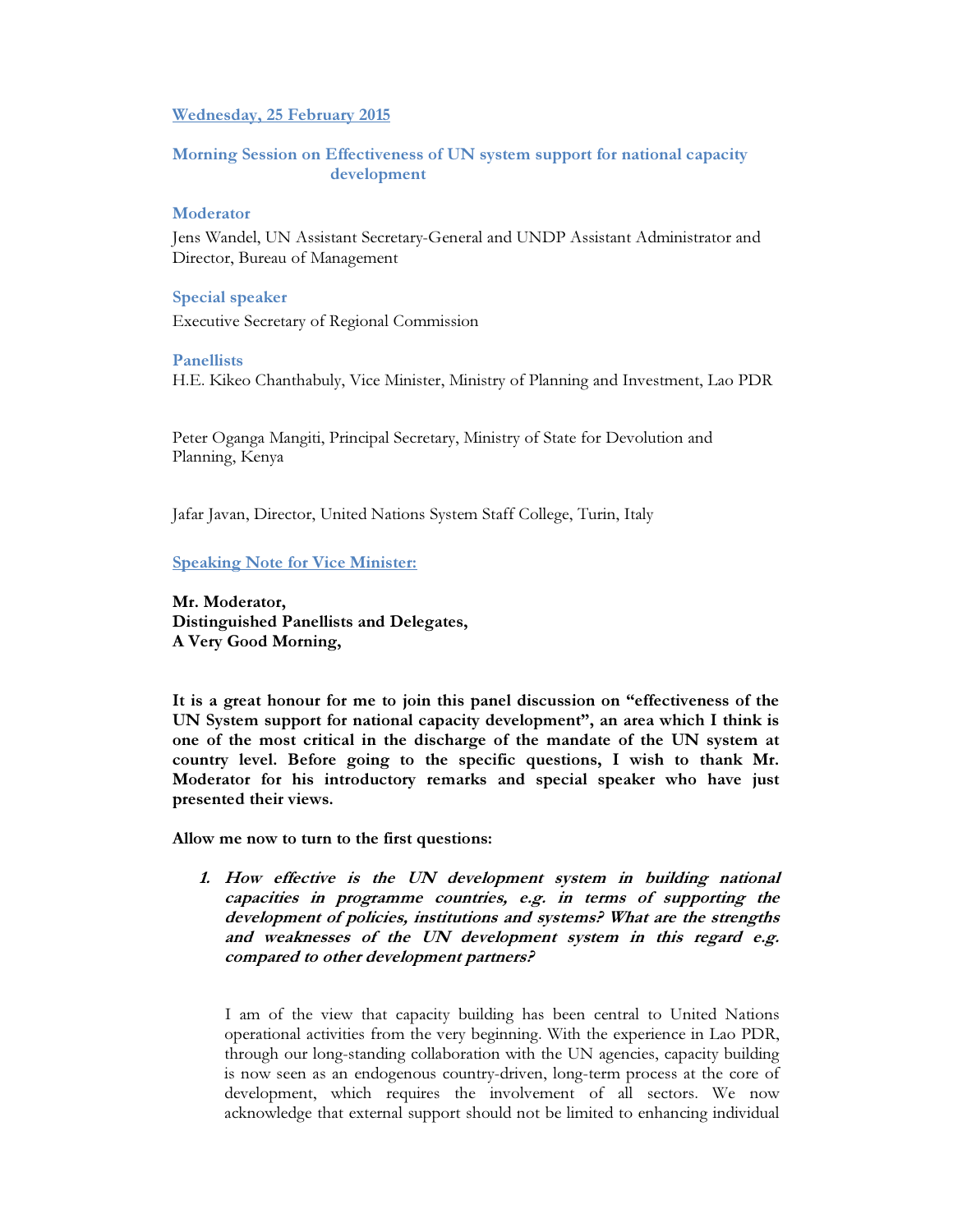**Wednesday, 25 February 2015**

**Morning Session on Effectiveness of UN system support for national capacity development**

**Moderator**

Jens Wandel, UN Assistant Secretary-General and UNDP Assistant Administrator and Director, Bureau of Management

**Special speaker**

Executive Secretary of Regional Commission

**Panellists**

H.E. Kikeo Chanthabuly, Vice Minister, Ministry of Planning and Investment, Lao PDR

Peter Oganga Mangiti, Principal Secretary, Ministry of State for Devolution and Planning, Kenya

Jafar Javan, Director, United Nations System Staff College, Turin, Italy

**Speaking Note for Vice Minister:**

**Mr. Moderator,**
**Distinguished Panellists and Delegates,**
**A Very Good Morning,**

**It is a great honour for me to join this panel discussion on "effectiveness of the UN System support for national capacity development", an area which I think is one of the most critical in the discharge of the mandate of the UN system at country level. Before going to the specific questions, I wish to thank Mr. Moderator for his introductory remarks and special speaker who have just presented their views.**

**Allow me now to turn to the first questions:**

1. ***How effective is the UN development system in building national capacities in programme countries, e.g. in terms of supporting the development of policies, institutions and systems? What are the strengths and weaknesses of the UN development system in this regard e.g. compared to other development partners?***

   I am of the view that capacity building has been central to United Nations operational activities from the very beginning. With the experience in Lao PDR, through our long-standing collaboration with the UN agencies, capacity building is now seen as an endogenous country-driven, long-term process at the core of development, which requires the involvement of all sectors. We now acknowledge that external support should not be limited to enhancing individual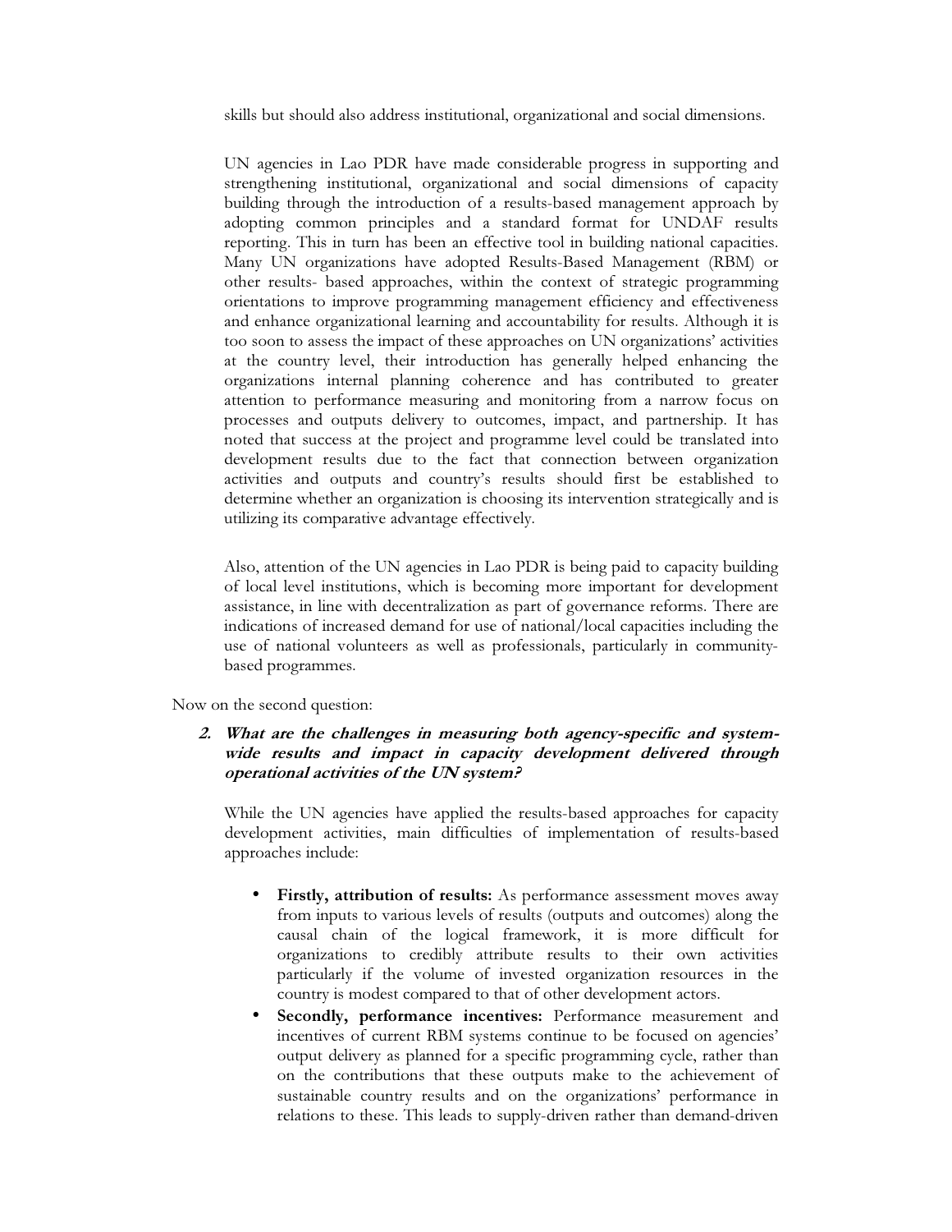skills but should also address institutional, organizational and social dimensions.

UN agencies in Lao PDR have made considerable progress in supporting and strengthening institutional, organizational and social dimensions of capacity building through the introduction of a results-based management approach by adopting common principles and a standard format for UNDAF results reporting. This in turn has been an effective tool in building national capacities. Many UN organizations have adopted Results-Based Management (RBM) or other results- based approaches, within the context of strategic programming orientations to improve programming management efficiency and effectiveness and enhance organizational learning and accountability for results. Although it is too soon to assess the impact of these approaches on UN organizations' activities at the country level, their introduction has generally helped enhancing the organizations internal planning coherence and has contributed to greater attention to performance measuring and monitoring from a narrow focus on processes and outputs delivery to outcomes, impact, and partnership. It has noted that success at the project and programme level could be translated into development results due to the fact that connection between organization activities and outputs and country's results should first be established to determine whether an organization is choosing its intervention strategically and is utilizing its comparative advantage effectively.

Also, attention of the UN agencies in Lao PDR is being paid to capacity building of local level institutions, which is becoming more important for development assistance, in line with decentralization as part of governance reforms. There are indications of increased demand for use of national/local capacities including the use of national volunteers as well as professionals, particularly in community-based programmes.

Now on the second question:

2. ***What are the challenges in measuring both agency-specific and system-wide results and impact in capacity development delivered through operational activities of the UN system?***

While the UN agencies have applied the results-based approaches for capacity development activities, main difficulties of implementation of results-based approaches include:

- **Firstly, attribution of results:** As performance assessment moves away from inputs to various levels of results (outputs and outcomes) along the causal chain of the logical framework, it is more difficult for organizations to credibly attribute results to their own activities particularly if the volume of invested organization resources in the country is modest compared to that of other development actors.
- **Secondly, performance incentives:** Performance measurement and incentives of current RBM systems continue to be focused on agencies' output delivery as planned for a specific programming cycle, rather than on the contributions that these outputs make to the achievement of sustainable country results and on the organizations' performance in relations to these. This leads to supply-driven rather than demand-driven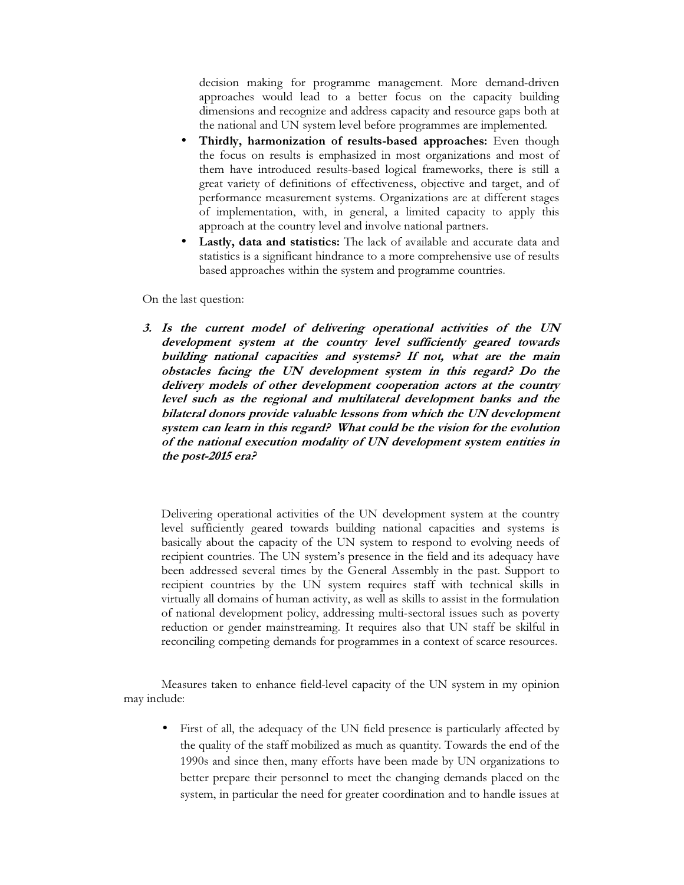decision making for programme management. More demand-driven approaches would lead to a better focus on the capacity building dimensions and recognize and address capacity and resource gaps both at the national and UN system level before programmes are implemented.

- **Thirdly, harmonization of results-based approaches:** Even though the focus on results is emphasized in most organizations and most of them have introduced results-based logical frameworks, there is still a great variety of definitions of effectiveness, objective and target, and of performance measurement systems. Organizations are at different stages of implementation, with, in general, a limited capacity to apply this approach at the country level and involve national partners.
- **Lastly, data and statistics:** The lack of available and accurate data and statistics is a significant hindrance to a more comprehensive use of results based approaches within the system and programme countries.

On the last question:

***3. Is the current model of delivering operational activities of the UN development system at the country level sufficiently geared towards building national capacities and systems? If not, what are the main obstacles facing the UN development system in this regard? Do the delivery models of other development cooperation actors at the country level such as the regional and multilateral development banks and the bilateral donors provide valuable lessons from which the UN development system can learn in this regard? What could be the vision for the evolution of the national execution modality of UN development system entities in the post-2015 era?***

Delivering operational activities of the UN development system at the country level sufficiently geared towards building national capacities and systems is basically about the capacity of the UN system to respond to evolving needs of recipient countries. The UN system's presence in the field and its adequacy have been addressed several times by the General Assembly in the past. Support to recipient countries by the UN system requires staff with technical skills in virtually all domains of human activity, as well as skills to assist in the formulation of national development policy, addressing multi-sectoral issues such as poverty reduction or gender mainstreaming. It requires also that UN staff be skilful in reconciling competing demands for programmes in a context of scarce resources.

Measures taken to enhance field-level capacity of the UN system in my opinion may include:

- First of all, the adequacy of the UN field presence is particularly affected by the quality of the staff mobilized as much as quantity. Towards the end of the 1990s and since then, many efforts have been made by UN organizations to better prepare their personnel to meet the changing demands placed on the system, in particular the need for greater coordination and to handle issues at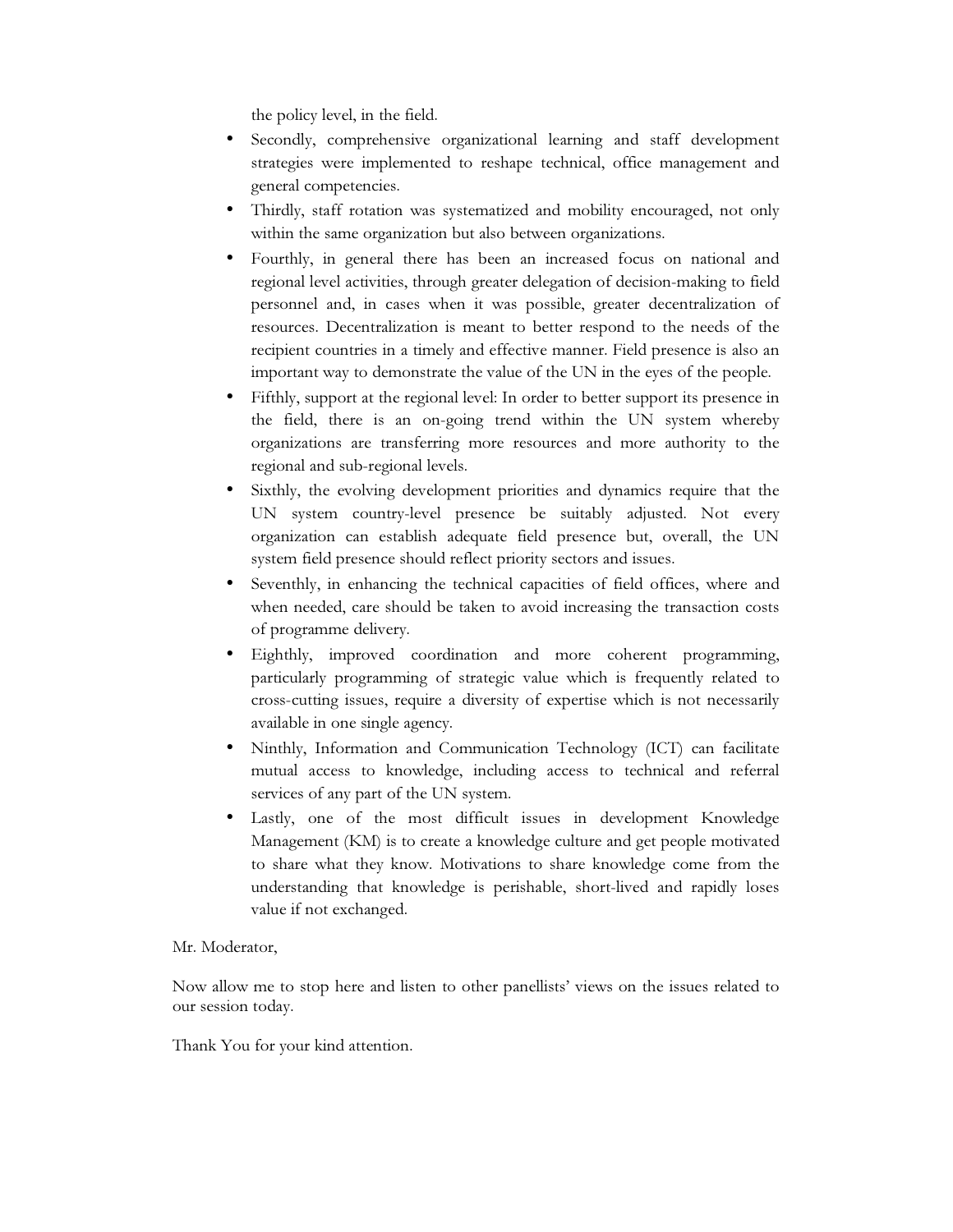the policy level, in the field.

- Secondly, comprehensive organizational learning and staff development strategies were implemented to reshape technical, office management and general competencies.
- Thirdly, staff rotation was systematized and mobility encouraged, not only within the same organization but also between organizations.
- Fourthly, in general there has been an increased focus on national and regional level activities, through greater delegation of decision-making to field personnel and, in cases when it was possible, greater decentralization of resources. Decentralization is meant to better respond to the needs of the recipient countries in a timely and effective manner. Field presence is also an important way to demonstrate the value of the UN in the eyes of the people.
- Fifthly, support at the regional level: In order to better support its presence in the field, there is an on-going trend within the UN system whereby organizations are transferring more resources and more authority to the regional and sub-regional levels.
- Sixthly, the evolving development priorities and dynamics require that the UN system country-level presence be suitably adjusted. Not every organization can establish adequate field presence but, overall, the UN system field presence should reflect priority sectors and issues.
- Seventhly, in enhancing the technical capacities of field offices, where and when needed, care should be taken to avoid increasing the transaction costs of programme delivery.
- Eighthly, improved coordination and more coherent programming, particularly programming of strategic value which is frequently related to cross-cutting issues, require a diversity of expertise which is not necessarily available in one single agency.
- Ninthly, Information and Communication Technology (ICT) can facilitate mutual access to knowledge, including access to technical and referral services of any part of the UN system.
- Lastly, one of the most difficult issues in development Knowledge Management (KM) is to create a knowledge culture and get people motivated to share what they know. Motivations to share knowledge come from the understanding that knowledge is perishable, short-lived and rapidly loses value if not exchanged.

Mr. Moderator,

Now allow me to stop here and listen to other panellists' views on the issues related to our session today.

Thank You for your kind attention.